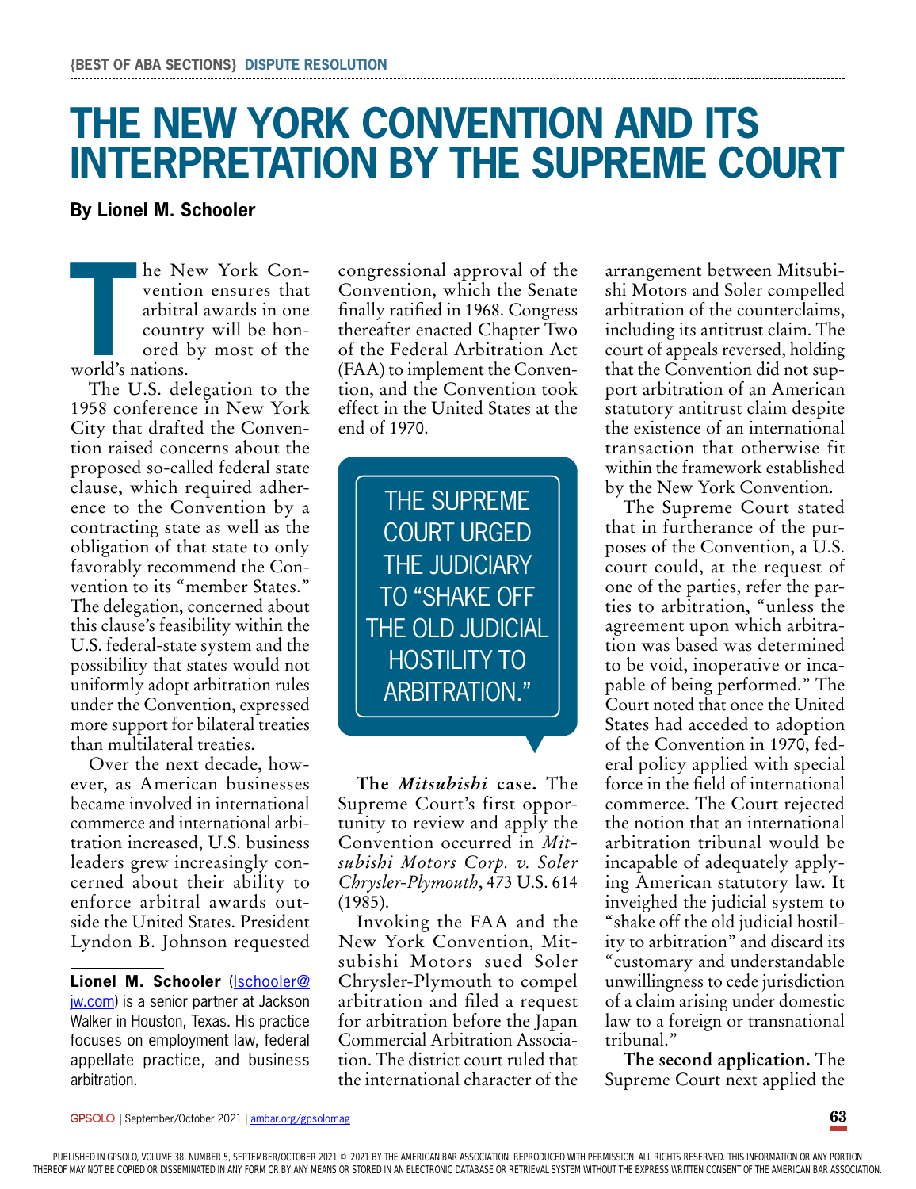# THE NEW YORK CONVENTION AND ITS INTERPRETATION BY THE SUPREME COURT

**By Lionel M. Schooler**

The New York Convention ensures that arbitral awards in one country will be honored by most of the world's nations.

The U.S. delegation to the 1958 conference in New York City that drafted the Convention raised concerns about the proposed so-called federal state clause, which required adherence to the Convention by a contracting state as well as the obligation of that state to only favorably recommend the Convention to its "member States." The delegation, concerned about this clause's feasibility within the U.S. federal-state system and the possibility that states would not uniformly adopt arbitration rules under the Convention, expressed more support for bilateral treaties than multilateral treaties.

Over the next decade, however, as American businesses became involved in international commerce and international arbitration increased, U.S. business leaders grew increasingly concerned about their ability to enforce arbitral awards outside the United States. President Lyndon B. Johnson requested congressional approval of the Convention, which the Senate finally ratified in 1968. Congress thereafter enacted Chapter Two of the Federal Arbitration Act (FAA) to implement the Convention, and the Convention took effect in the United States at the end of 1970.

> THE SUPREME COURT URGED THE JUDICIARY TO "SHAKE OFF THE OLD JUDICIAL HOSTILITY TO ARBITRATION."

**The *Mitsubishi* case.** The Supreme Court's first opportunity to review and apply the Convention occurred in *Mitsubishi Motors Corp. v. Soler Chrysler-Plymouth*, 473 U.S. 614 (1985).

Invoking the FAA and the New York Convention, Mitsubishi Motors sued Soler Chrysler-Plymouth to compel arbitration and filed a request for arbitration before the Japan Commercial Arbitration Association. The district court ruled that the international character of the arrangement between Mitsubishi Motors and Soler compelled arbitration of the counterclaims, including its antitrust claim. The court of appeals reversed, holding that the Convention did not support arbitration of an American statutory antitrust claim despite the existence of an international transaction that otherwise fit within the framework established by the New York Convention.

The Supreme Court stated that in furtherance of the purposes of the Convention, a U.S. court could, at the request of one of the parties, refer the parties to arbitration, "unless the agreement upon which arbitration was based was determined to be void, inoperative or incapable of being performed." The Court noted that once the United States had acceded to adoption of the Convention in 1970, federal policy applied with special force in the field of international commerce. The Court rejected the notion that an international arbitration tribunal would be incapable of adequately applying American statutory law. It inveighed the judicial system to "shake off the old judicial hostility to arbitration" and discard its "customary and understandable unwillingness to cede jurisdiction of a claim arising under domestic law to a foreign or transnational tribunal."

**The second application.** The Supreme Court next applied the

---

**Lionel M. Schooler** (lschooler@jw.com) is a senior partner at Jackson Walker in Houston, Texas. His practice focuses on employment law, federal appellate practice, and business arbitration.

PUBLISHED IN GPSOLO, VOLUME 38, NUMBER 5, SEPTEMBER/OCTOBER 2021 © 2021 BY THE AMERICAN BAR ASSOCIATION. REPRODUCED WITH PERMISSION. ALL RIGHTS RESERVED. THIS INFORMATION OR ANY PORTION THEREOF MAY NOT BE COPIED OR DISSEMINATED IN ANY FORM OR BY ANY MEANS OR STORED IN AN ELECTRONIC DATABASE OR RETRIEVAL SYSTEM WITHOUT THE EXPRESS WRITTEN CONSENT OF THE AMERICAN BAR ASSOCIATION.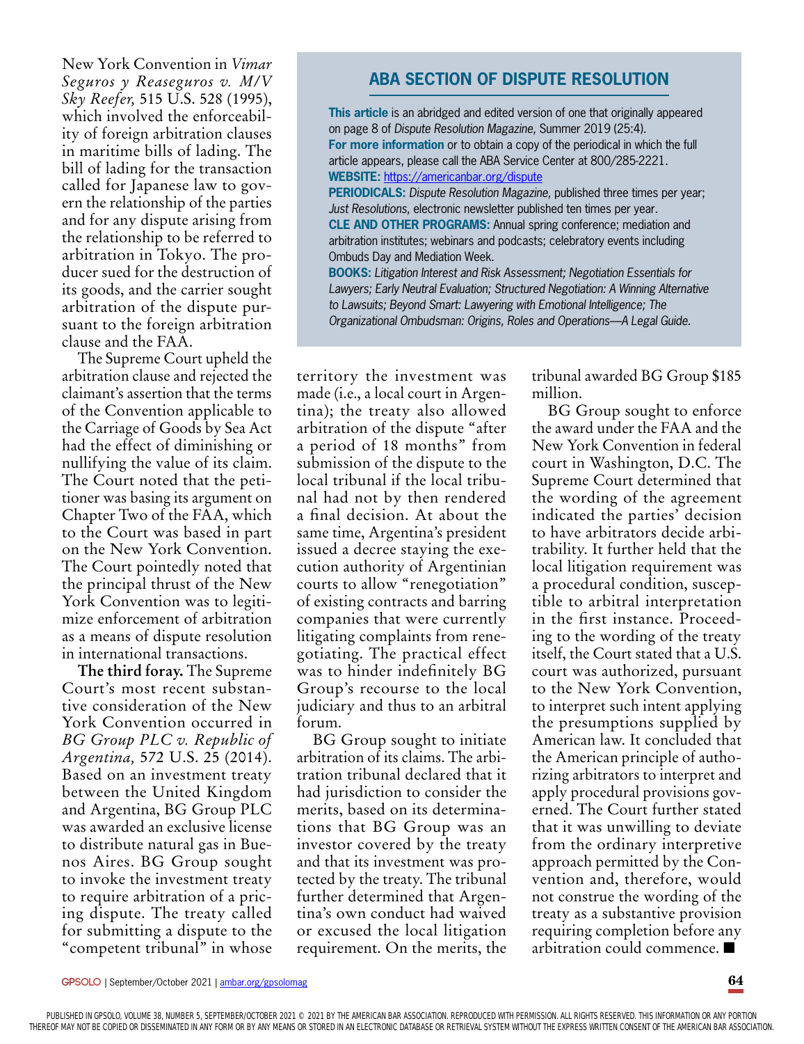New York Convention in *Vimar Seguros y Reaseguros v. M/V Sky Reefer,* 515 U.S. 528 (1995), which involved the enforceability of foreign arbitration clauses in maritime bills of lading. The bill of lading for the transaction called for Japanese law to govern the relationship of the parties and for any dispute arising from the relationship to be referred to arbitration in Tokyo. The producer sued for the destruction of its goods, and the carrier sought arbitration of the dispute pursuant to the foreign arbitration clause and the FAA.

The Supreme Court upheld the arbitration clause and rejected the claimant's assertion that the terms of the Convention applicable to the Carriage of Goods by Sea Act had the effect of diminishing or nullifying the value of its claim. The Court noted that the petitioner was basing its argument on Chapter Two of the FAA, which to the Court was based in part on the New York Convention. The Court pointedly noted that the principal thrust of the New York Convention was to legitimize enforcement of arbitration as a means of dispute resolution in international transactions.

**The third foray.** The Supreme Court's most recent substantive consideration of the New York Convention occurred in *BG Group PLC v. Republic of Argentina,* 572 U.S. 25 (2014). Based on an investment treaty between the United Kingdom and Argentina, BG Group PLC was awarded an exclusive license to distribute natural gas in Buenos Aires. BG Group sought to invoke the investment treaty to require arbitration of a pricing dispute. The treaty called for submitting a dispute to the "competent tribunal" in whose territory the investment was made (i.e., a local court in Argentina); the treaty also allowed arbitration of the dispute "after a period of 18 months" from submission of the dispute to the local tribunal if the local tribunal had not by then rendered a final decision. At about the same time, Argentina's president issued a decree staying the execution authority of Argentinian courts to allow "renegotiation" of existing contracts and barring companies that were currently litigating complaints from renegotiating. The practical effect was to hinder indefinitely BG Group's recourse to the local judiciary and thus to an arbitral forum.

BG Group sought to initiate arbitration of its claims. The arbitration tribunal declared that it had jurisdiction to consider the merits, based on its determinations that BG Group was an investor covered by the treaty and that its investment was protected by the treaty. The tribunal further determined that Argentina's own conduct had waived or excused the local litigation requirement. On the merits, the tribunal awarded BG Group $185 million.

BG Group sought to enforce the award under the FAA and the New York Convention in federal court in Washington, D.C. The Supreme Court determined that the wording of the agreement indicated the parties' decision to have arbitrators decide arbitrability. It further held that the local litigation requirement was a procedural condition, susceptible to arbitral interpretation in the first instance. Proceeding to the wording of the treaty itself, the Court stated that a U.S. court was authorized, pursuant to the New York Convention, to interpret such intent applying the presumptions supplied by American law. It concluded that the American principle of authorizing arbitrators to interpret and apply procedural provisions governed. The Court further stated that it was unwilling to deviate from the ordinary interpretive approach permitted by the Convention and, therefore, would not construe the wording of the treaty as a substantive provision requiring completion before any arbitration could commence. ■

## ABA SECTION OF DISPUTE RESOLUTION

**This article** is an abridged and edited version of one that originally appeared on page 8 of *Dispute Resolution Magazine,* Summer 2019 (25:4).

**For more information** or to obtain a copy of the periodical in which the full article appears, please call the ABA Service Center at 800/285-2221.

**WEBSITE:** https://americanbar.org/dispute

**PERIODICALS:** *Dispute Resolution Magazine,* published three times per year; *Just Resolutions,* electronic newsletter published ten times per year.

**CLE AND OTHER PROGRAMS:** Annual spring conference; mediation and arbitration institutes; webinars and podcasts; celebratory events including Ombuds Day and Mediation Week.

**BOOKS:** *Litigation Interest and Risk Assessment; Negotiation Essentials for Lawyers; Early Neutral Evaluation; Structured Negotiation: A Winning Alternative to Lawsuits; Beyond Smart: Lawyering with Emotional Intelligence; The Organizational Ombudsman: Origins, Roles and Operations—A Legal Guide.*

PUBLISHED IN GPSOLO, VOLUME 38, NUMBER 5, SEPTEMBER/OCTOBER 2021 © 2021 BY THE AMERICAN BAR ASSOCIATION. REPRODUCED WITH PERMISSION. ALL RIGHTS RESERVED. THIS INFORMATION OR ANY PORTION THEREOF MAY NOT BE COPIED OR DISSEMINATED IN ANY FORM OR BY ANY MEANS OR STORED IN AN ELECTRONIC DATABASE OR RETRIEVAL SYSTEM WITHOUT THE EXPRESS WRITTEN CONSENT OF THE AMERICAN BAR ASSOCIATION.